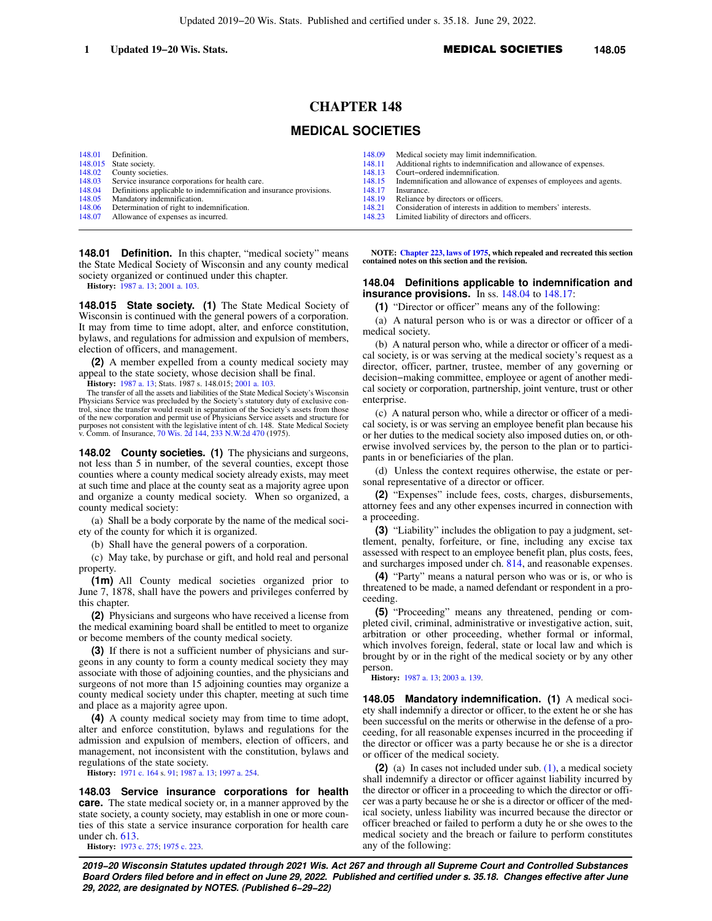# CHAPTER 148

## MEDICAL SOCIETIES

| | | | |
|---|---|---|---|
| 148.01 | Definition. | 148.09 | Medical society may limit indemnification. |
| 148.015 | State society. | 148.11 | Additional rights to indemnification and allowance of expenses. |
| 148.02 | County societies. | 148.13 | Court−ordered indemnification. |
| 148.03 | Service insurance corporations for health care. | 148.15 | Indemnification and allowance of expenses of employees and agents. |
| 148.04 | Definitions applicable to indemnification and insurance provisions. | 148.17 | Insurance. |
| 148.05 | Mandatory indemnification. | 148.19 | Reliance by directors or officers. |
| 148.06 | Determination of right to indemnification. | 148.21 | Consideration of interests in addition to members' interests. |
| 148.07 | Allowance of expenses as incurred. | 148.23 | Limited liability of directors and officers. |

**148.01 Definition.** In this chapter, "medical society" means the State Medical Society of Wisconsin and any county medical society organized or continued under this chapter.

**History:** 1987 a. 13; 2001 a. 103.

**148.015 State society. (1)** The State Medical Society of Wisconsin is continued with the general powers of a corporation. It may from time to time adopt, alter, and enforce constitution, bylaws, and regulations for admission and expulsion of members, election of officers, and management.

**(2)** A member expelled from a county medical society may appeal to the state society, whose decision shall be final.

**History:** 1987 a. 13; Stats. 1987 s. 148.015; 2001 a. 103.

The transfer of all the assets and liabilities of the State Medical Society's Wisconsin Physicians Service was precluded by the Society's statutory duty of exclusive control, since the transfer would result in separation of the Society's assets from those of the new corporation and permit use of Physicians Service assets and structure for purposes not consistent with the legislative intent of ch. 148. State Medical Society v. Comm. of Insurance, 70 Wis. 2d 144, 233 N.W.2d 470 (1975).

**148.02 County societies. (1)** The physicians and surgeons, not less than 5 in number, of the several counties, except those counties where a county medical society already exists, may meet at such time and place at the county seat as a majority agree upon and organize a county medical society. When so organized, a county medical society:

(a) Shall be a body corporate by the name of the medical society of the county for which it is organized.

(b) Shall have the general powers of a corporation.

(c) May take, by purchase or gift, and hold real and personal property.

**(1m)** All County medical societies organized prior to June 7, 1878, shall have the powers and privileges conferred by this chapter.

**(2)** Physicians and surgeons who have received a license from the medical examining board shall be entitled to meet to organize or become members of the county medical society.

**(3)** If there is not a sufficient number of physicians and surgeons in any county to form a county medical society they may associate with those of adjoining counties, and the physicians and surgeons of not more than 15 adjoining counties may organize a county medical society under this chapter, meeting at such time and place as a majority agree upon.

**(4)** A county medical society may from time to time adopt, alter and enforce constitution, bylaws and regulations for the admission and expulsion of members, election of officers, and management, not inconsistent with the constitution, bylaws and regulations of the state society.

**History:** 1971 c. 164 s. 91; 1987 a. 13; 1997 a. 254.

**148.03 Service insurance corporations for health care.** The state medical society or, in a manner approved by the state society, a county society, may establish in one or more counties of this state a service insurance corporation for health care under ch. 613.

**History:** 1973 c. 275; 1975 c. 223.

**NOTE: Chapter 223, laws of 1975, which repealed and recreated this section contained notes on this section and the revision.**

**148.04 Definitions applicable to indemnification and insurance provisions.** In ss. 148.04 to 148.17:

**(1)** "Director or officer" means any of the following:

(a) A natural person who is or was a director or officer of a medical society.

(b) A natural person who, while a director or officer of a medical society, is or was serving at the medical society's request as a director, officer, partner, trustee, member of any governing or decision−making committee, employee or agent of another medical society or corporation, partnership, joint venture, trust or other enterprise.

(c) A natural person who, while a director or officer of a medical society, is or was serving an employee benefit plan because his or her duties to the medical society also imposed duties on, or otherwise involved services by, the person to the plan or to participants in or beneficiaries of the plan.

(d) Unless the context requires otherwise, the estate or personal representative of a director or officer.

**(2)** "Expenses" include fees, costs, charges, disbursements, attorney fees and any other expenses incurred in connection with a proceeding.

**(3)** "Liability" includes the obligation to pay a judgment, settlement, penalty, forfeiture, or fine, including any excise tax assessed with respect to an employee benefit plan, plus costs, fees, and surcharges imposed under ch. 814, and reasonable expenses.

**(4)** "Party" means a natural person who was or is, or who is threatened to be made, a named defendant or respondent in a proceeding.

**(5)** "Proceeding" means any threatened, pending or completed civil, criminal, administrative or investigative action, suit, arbitration or other proceeding, whether formal or informal, which involves foreign, federal, state or local law and which is brought by or in the right of the medical society or by any other person.

**History:** 1987 a. 13; 2003 a. 139.

**148.05 Mandatory indemnification. (1)** A medical society shall indemnify a director or officer, to the extent he or she has been successful on the merits or otherwise in the defense of a proceeding, for all reasonable expenses incurred in the proceeding if the director or officer was a party because he or she is a director or officer of the medical society.

**(2)** (a) In cases not included under sub. (1), a medical society shall indemnify a director or officer against liability incurred by the director or officer in a proceeding to which the director or officer was a party because he or she is a director or officer of the medical society, unless liability was incurred because the director or officer breached or failed to perform a duty he or she owes to the medical society and the breach or failure to perform constitutes any of the following: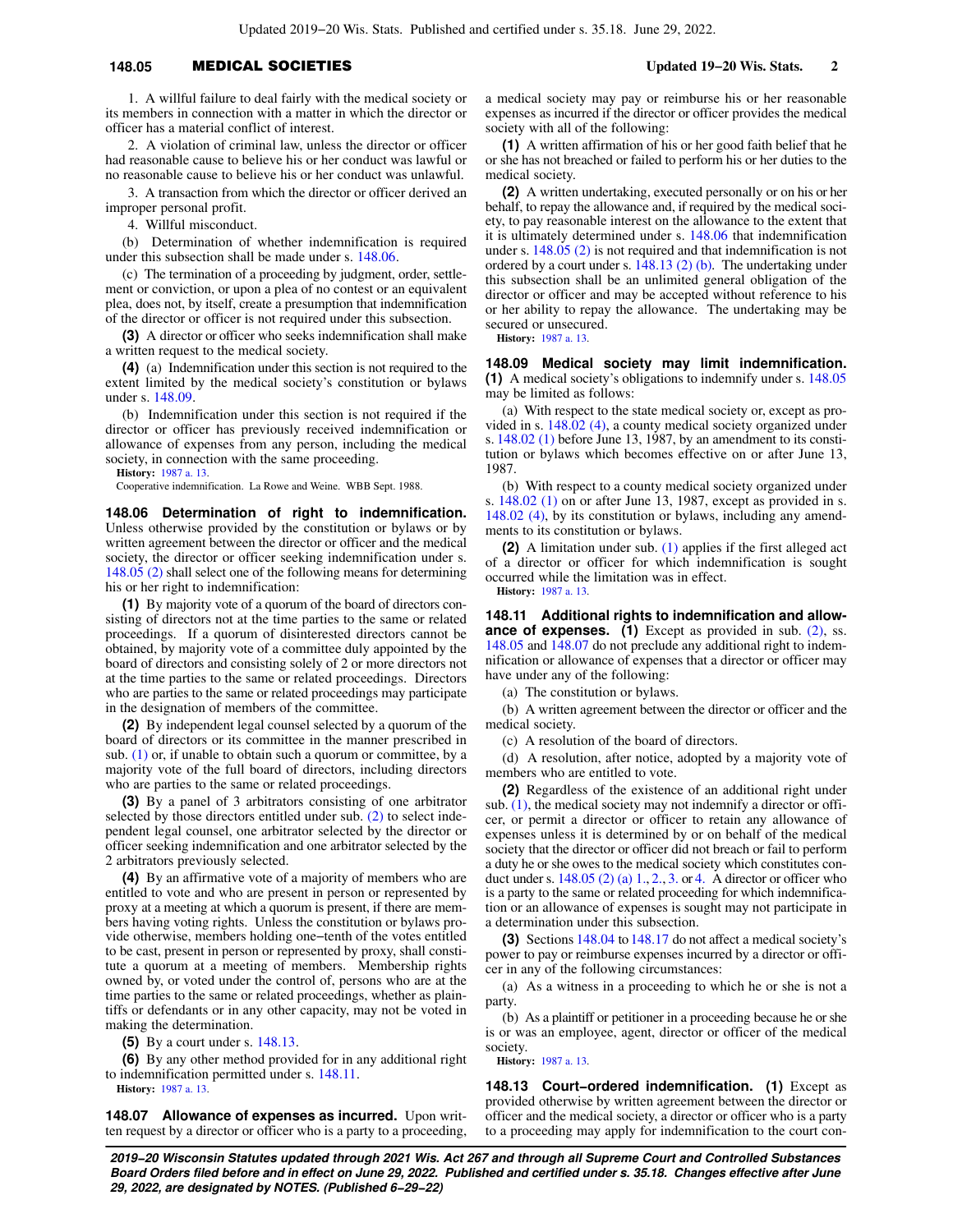1. A willful failure to deal fairly with the medical society or its members in connection with a matter in which the director or officer has a material conflict of interest.

2. A violation of criminal law, unless the director or officer had reasonable cause to believe his or her conduct was lawful or no reasonable cause to believe his or her conduct was unlawful.

3. A transaction from which the director or officer derived an improper personal profit.

4. Willful misconduct.

(b) Determination of whether indemnification is required under this subsection shall be made under s. 148.06.

(c) The termination of a proceeding by judgment, order, settlement or conviction, or upon a plea of no contest or an equivalent plea, does not, by itself, create a presumption that indemnification of the director or officer is not required under this subsection.

**(3)** A director or officer who seeks indemnification shall make a written request to the medical society.

**(4)** (a) Indemnification under this section is not required to the extent limited by the medical society's constitution or bylaws under s. 148.09.

(b) Indemnification under this section is not required if the director or officer has previously received indemnification or allowance of expenses from any person, including the medical society, in connection with the same proceeding.

**History:** 1987 a. 13.

Cooperative indemnification. La Rowe and Weine. WBB Sept. 1988.

**148.06 Determination of right to indemnification.** Unless otherwise provided by the constitution or bylaws or by written agreement between the director or officer and the medical society, the director or officer seeking indemnification under s. 148.05 (2) shall select one of the following means for determining his or her right to indemnification:

**(1)** By majority vote of a quorum of the board of directors consisting of directors not at the time parties to the same or related proceedings. If a quorum of disinterested directors cannot be obtained, by majority vote of a committee duly appointed by the board of directors and consisting solely of 2 or more directors not at the time parties to the same or related proceedings. Directors who are parties to the same or related proceedings may participate in the designation of members of the committee.

**(2)** By independent legal counsel selected by a quorum of the board of directors or its committee in the manner prescribed in sub. (1) or, if unable to obtain such a quorum or committee, by a majority vote of the full board of directors, including directors who are parties to the same or related proceedings.

**(3)** By a panel of 3 arbitrators consisting of one arbitrator selected by those directors entitled under sub. (2) to select independent legal counsel, one arbitrator selected by the director or officer seeking indemnification and one arbitrator selected by the 2 arbitrators previously selected.

**(4)** By an affirmative vote of a majority of members who are entitled to vote and who are present in person or represented by proxy at a meeting at which a quorum is present, if there are members having voting rights. Unless the constitution or bylaws provide otherwise, members holding one–tenth of the votes entitled to be cast, present in person or represented by proxy, shall constitute a quorum at a meeting of members. Membership rights owned by, or voted under the control of, persons who are at the time parties to the same or related proceedings, whether as plaintiffs or defendants or in any other capacity, may not be voted in making the determination.

**(5)** By a court under s. 148.13.

**(6)** By any other method provided for in any additional right to indemnification permitted under s. 148.11.

**History:** 1987 a. 13.

**148.07 Allowance of expenses as incurred.** Upon written request by a director or officer who is a party to a proceeding, a medical society may pay or reimburse his or her reasonable expenses as incurred if the director or officer provides the medical society with all of the following:

**(1)** A written affirmation of his or her good faith belief that he or she has not breached or failed to perform his or her duties to the medical society.

**(2)** A written undertaking, executed personally or on his or her behalf, to repay the allowance and, if required by the medical society, to pay reasonable interest on the allowance to the extent that it is ultimately determined under s. 148.06 that indemnification under s. 148.05 (2) is not required and that indemnification is not ordered by a court under s. 148.13 (2) (b). The undertaking under this subsection shall be an unlimited general obligation of the director or officer and may be accepted without reference to his or her ability to repay the allowance. The undertaking may be secured or unsecured.

**History:** 1987 a. 13.

**148.09 Medical society may limit indemnification.** **(1)** A medical society's obligations to indemnify under s. 148.05 may be limited as follows:

(a) With respect to the state medical society or, except as provided in s. 148.02 (4), a county medical society organized under s. 148.02 (1) before June 13, 1987, by an amendment to its constitution or bylaws which becomes effective on or after June 13, 1987.

(b) With respect to a county medical society organized under s. 148.02 (1) on or after June 13, 1987, except as provided in s. 148.02 (4), by its constitution or bylaws, including any amendments to its constitution or bylaws.

**(2)** A limitation under sub. (1) applies if the first alleged act of a director or officer for which indemnification is sought occurred while the limitation was in effect.

**History:** 1987 a. 13.

**148.11 Additional rights to indemnification and allowance of expenses.** **(1)** Except as provided in sub. (2), ss. 148.05 and 148.07 do not preclude any additional right to indemnification or allowance of expenses that a director or officer may have under any of the following:

(a) The constitution or bylaws.

(b) A written agreement between the director or officer and the medical society.

(c) A resolution of the board of directors.

(d) A resolution, after notice, adopted by a majority vote of members who are entitled to vote.

**(2)** Regardless of the existence of an additional right under sub. (1), the medical society may not indemnify a director or officer, or permit a director or officer to retain any allowance of expenses unless it is determined by or on behalf of the medical society that the director or officer did not breach or fail to perform a duty he or she owes to the medical society which constitutes conduct under s. 148.05 (2) (a) 1., 2., 3. or 4. A director or officer who is a party to the same or related proceeding for which indemnification or an allowance of expenses is sought may not participate in a determination under this subsection.

**(3)** Sections 148.04 to 148.17 do not affect a medical society's power to pay or reimburse expenses incurred by a director or officer in any of the following circumstances:

(a) As a witness in a proceeding to which he or she is not a party.

(b) As a plaintiff or petitioner in a proceeding because he or she is or was an employee, agent, director or officer of the medical society.

**History:** 1987 a. 13.

**148.13 Court–ordered indemnification.** **(1)** Except as provided otherwise by written agreement between the director or officer and the medical society, a director or officer who is a party to a proceeding may apply for indemnification to the court con-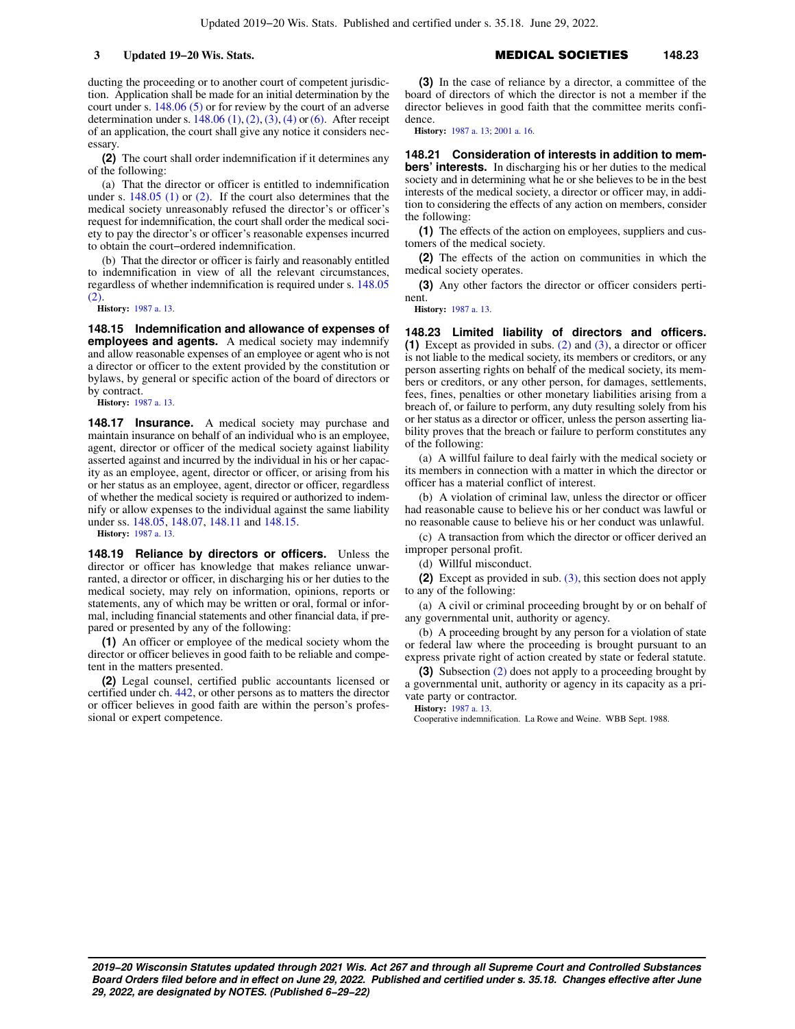ducting the proceeding or to another court of competent jurisdiction. Application shall be made for an initial determination by the court under s. 148.06 (5) or for review by the court of an adverse determination under s. 148.06 (1), (2), (3), (4) or (6). After receipt of an application, the court shall give any notice it considers necessary.

**(2)** The court shall order indemnification if it determines any of the following:

(a) That the director or officer is entitled to indemnification under s. 148.05 (1) or (2). If the court also determines that the medical society unreasonably refused the director's or officer's request for indemnification, the court shall order the medical society to pay the director's or officer's reasonable expenses incurred to obtain the court–ordered indemnification.

(b) That the director or officer is fairly and reasonably entitled to indemnification in view of all the relevant circumstances, regardless of whether indemnification is required under s. 148.05 (2).

**History:** 1987 a. 13.

**148.15 Indemnification and allowance of expenses of employees and agents.** A medical society may indemnify and allow reasonable expenses of an employee or agent who is not a director or officer to the extent provided by the constitution or bylaws, by general or specific action of the board of directors or by contract.

**History:** 1987 a. 13.

**148.17 Insurance.** A medical society may purchase and maintain insurance on behalf of an individual who is an employee, agent, director or officer of the medical society against liability asserted against and incurred by the individual in his or her capacity as an employee, agent, director or officer, or arising from his or her status as an employee, agent, director or officer, regardless of whether the medical society is required or authorized to indemnify or allow expenses to the individual against the same liability under ss. 148.05, 148.07, 148.11 and 148.15.

**History:** 1987 a. 13.

**148.19 Reliance by directors or officers.** Unless the director or officer has knowledge that makes reliance unwarranted, a director or officer, in discharging his or her duties to the medical society, may rely on information, opinions, reports or statements, any of which may be written or oral, formal or informal, including financial statements and other financial data, if prepared or presented by any of the following:

**(1)** An officer or employee of the medical society whom the director or officer believes in good faith to be reliable and competent in the matters presented.

**(2)** Legal counsel, certified public accountants licensed or certified under ch. 442, or other persons as to matters the director or officer believes in good faith are within the person's professional or expert competence.

**(3)** In the case of reliance by a director, a committee of the board of directors of which the director is not a member if the director believes in good faith that the committee merits confidence.

**History:** 1987 a. 13; 2001 a. 16.

**148.21 Consideration of interests in addition to members' interests.** In discharging his or her duties to the medical society and in determining what he or she believes to be in the best interests of the medical society, a director or officer may, in addition to considering the effects of any action on members, consider the following:

**(1)** The effects of the action on employees, suppliers and customers of the medical society.

**(2)** The effects of the action on communities in which the medical society operates.

**(3)** Any other factors the director or officer considers pertinent.

**History:** 1987 a. 13.

**148.23 Limited liability of directors and officers.** **(1)** Except as provided in subs. (2) and (3), a director or officer is not liable to the medical society, its members or creditors, or any person asserting rights on behalf of the medical society, its members or creditors, or any other person, for damages, settlements, fees, fines, penalties or other monetary liabilities arising from a breach of, or failure to perform, any duty resulting solely from his or her status as a director or officer, unless the person asserting liability proves that the breach or failure to perform constitutes any of the following:

(a) A willful failure to deal fairly with the medical society or its members in connection with a matter in which the director or officer has a material conflict of interest.

(b) A violation of criminal law, unless the director or officer had reasonable cause to believe his or her conduct was lawful or no reasonable cause to believe his or her conduct was unlawful.

(c) A transaction from which the director or officer derived an improper personal profit.

(d) Willful misconduct.

**(2)** Except as provided in sub. (3), this section does not apply to any of the following:

(a) A civil or criminal proceeding brought by or on behalf of any governmental unit, authority or agency.

(b) A proceeding brought by any person for a violation of state or federal law where the proceeding is brought pursuant to an express private right of action created by state or federal statute.

**(3)** Subsection (2) does not apply to a proceeding brought by a governmental unit, authority or agency in its capacity as a private party or contractor.

**History:** 1987 a. 13.

Cooperative indemnification. La Rowe and Weine. WBB Sept. 1988.